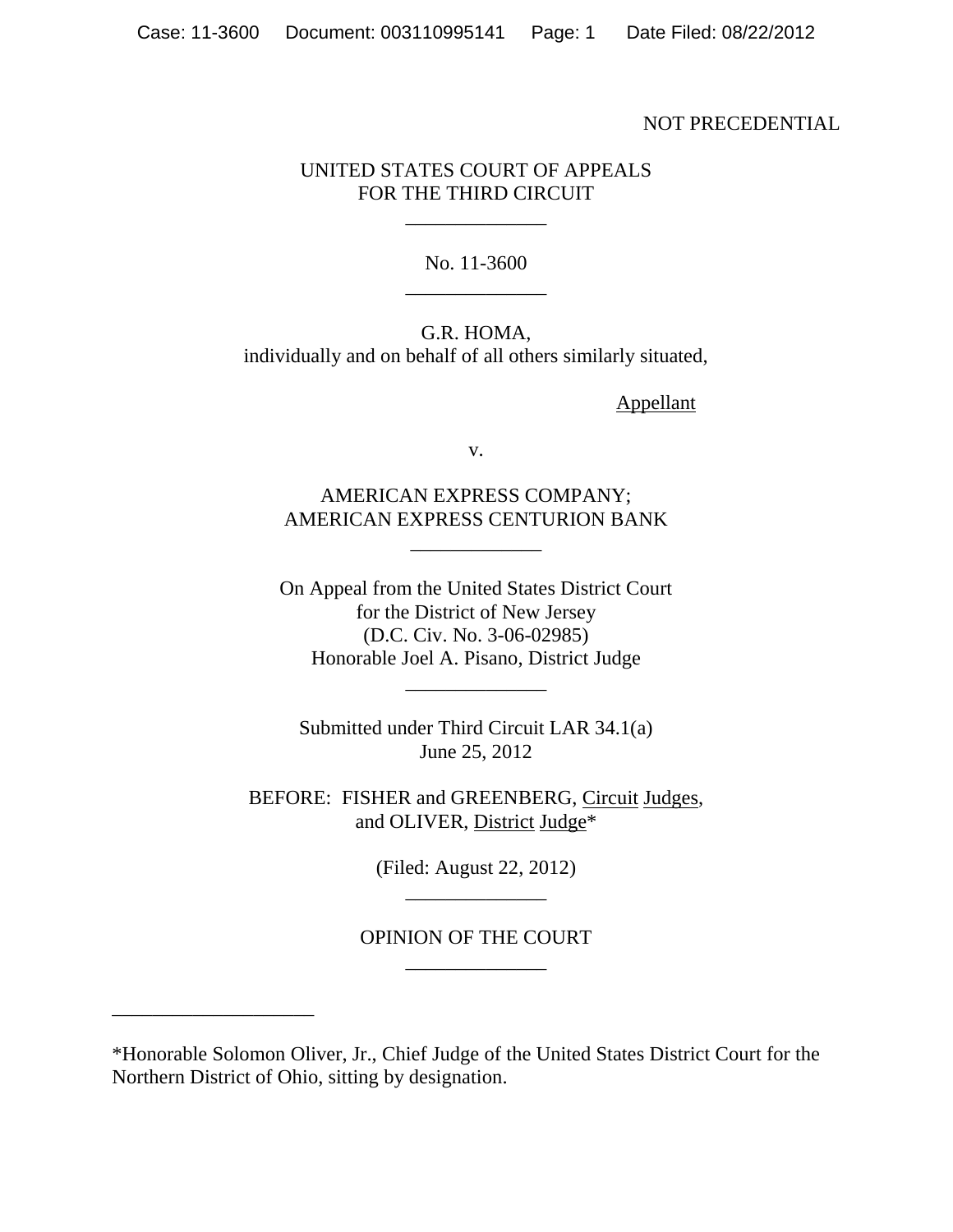NOT PRECEDENTIAL

UNITED STATES COURT OF APPEALS
FOR THE THIRD CIRCUIT

\_\_\_\_\_\_\_\_\_\_\_\_\_\_

No. 11-3600

\_\_\_\_\_\_\_\_\_\_\_\_\_\_

G.R. HOMA,
individually and on behalf of all others similarly situated,

Appellant

v.

AMERICAN EXPRESS COMPANY;
AMERICAN EXPRESS CENTURION BANK

\_\_\_\_\_\_\_\_\_\_\_\_\_

On Appeal from the United States District Court
for the District of New Jersey
(D.C. Civ. No. 3-06-02985)
Honorable Joel A. Pisano, District Judge

\_\_\_\_\_\_\_\_\_\_\_\_\_\_

Submitted under Third Circuit LAR 34.1(a)
June 25, 2012

BEFORE: FISHER and GREENBERG, Circuit Judges,
and OLIVER, District Judge*

(Filed: August 22, 2012)

\_\_\_\_\_\_\_\_\_\_\_\_\_\_

OPINION OF THE COURT

\_\_\_\_\_\_\_\_\_\_\_\_\_\_

---

*Honorable Solomon Oliver, Jr., Chief Judge of the United States District Court for the Northern District of Ohio, sitting by designation.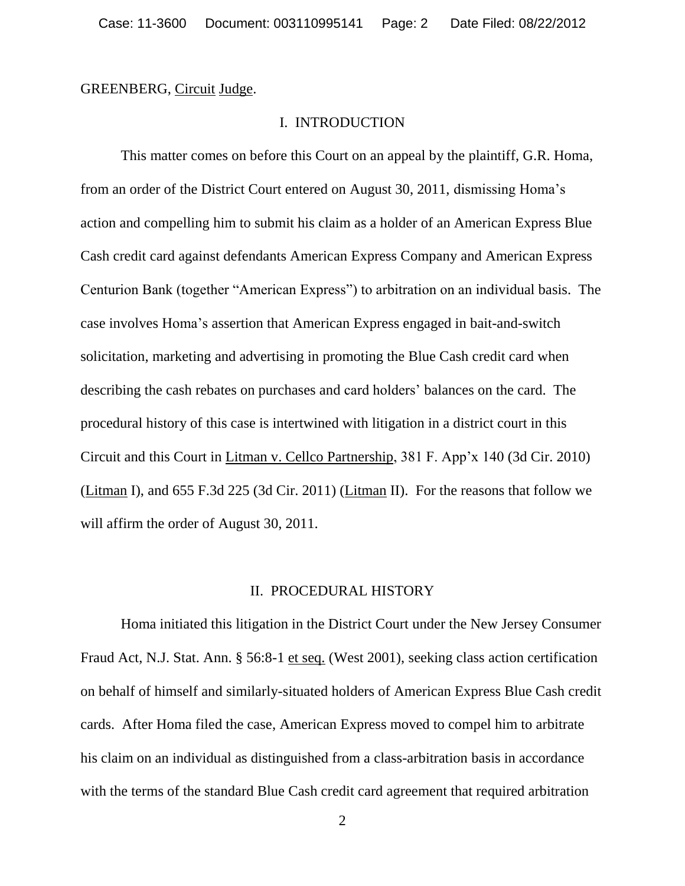GREENBERG, Circuit Judge.

## I. INTRODUCTION

This matter comes on before this Court on an appeal by the plaintiff, G.R. Homa, from an order of the District Court entered on August 30, 2011, dismissing Homa's action and compelling him to submit his claim as a holder of an American Express Blue Cash credit card against defendants American Express Company and American Express Centurion Bank (together "American Express") to arbitration on an individual basis. The case involves Homa's assertion that American Express engaged in bait-and-switch solicitation, marketing and advertising in promoting the Blue Cash credit card when describing the cash rebates on purchases and card holders' balances on the card. The procedural history of this case is intertwined with litigation in a district court in this Circuit and this Court in Litman v. Cellco Partnership, 381 F. App'x 140 (3d Cir. 2010) (Litman I), and 655 F.3d 225 (3d Cir. 2011) (Litman II). For the reasons that follow we will affirm the order of August 30, 2011.

## II. PROCEDURAL HISTORY

Homa initiated this litigation in the District Court under the New Jersey Consumer Fraud Act, N.J. Stat. Ann. § 56:8-1 et seq. (West 2001), seeking class action certification on behalf of himself and similarly-situated holders of American Express Blue Cash credit cards. After Homa filed the case, American Express moved to compel him to arbitrate his claim on an individual as distinguished from a class-arbitration basis in accordance with the terms of the standard Blue Cash credit card agreement that required arbitration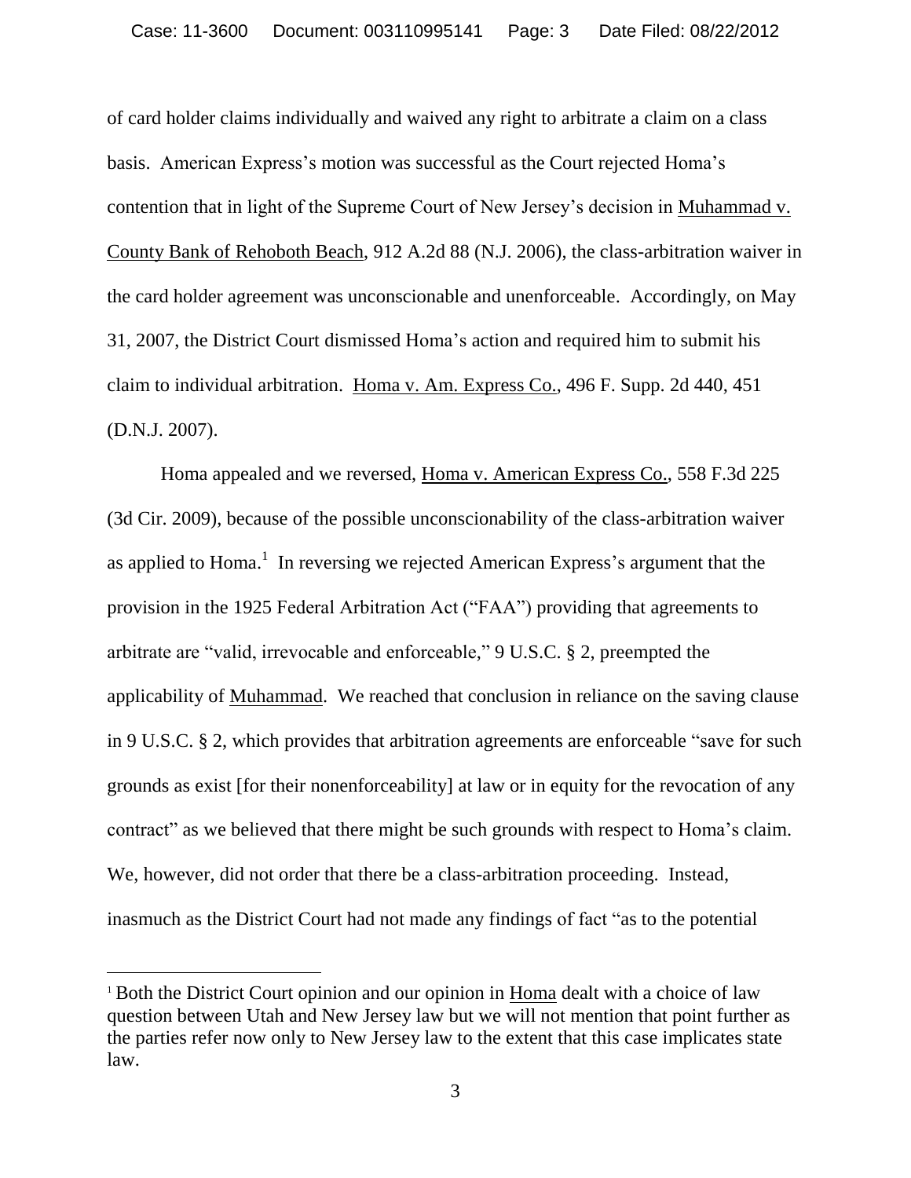of card holder claims individually and waived any right to arbitrate a claim on a class basis. American Express's motion was successful as the Court rejected Homa's contention that in light of the Supreme Court of New Jersey's decision in Muhammad v. County Bank of Rehoboth Beach, 912 A.2d 88 (N.J. 2006), the class-arbitration waiver in the card holder agreement was unconscionable and unenforceable. Accordingly, on May 31, 2007, the District Court dismissed Homa's action and required him to submit his claim to individual arbitration. Homa v. Am. Express Co., 496 F. Supp. 2d 440, 451 (D.N.J. 2007).

Homa appealed and we reversed, Homa v. American Express Co., 558 F.3d 225 (3d Cir. 2009), because of the possible unconscionability of the class-arbitration waiver as applied to Homa.[1] In reversing we rejected American Express's argument that the provision in the 1925 Federal Arbitration Act ("FAA") providing that agreements to arbitrate are "valid, irrevocable and enforceable," 9 U.S.C. § 2, preempted the applicability of Muhammad. We reached that conclusion in reliance on the saving clause in 9 U.S.C. § 2, which provides that arbitration agreements are enforceable "save for such grounds as exist [for their nonenforceability] at law or in equity for the revocation of any contract" as we believed that there might be such grounds with respect to Homa's claim. We, however, did not order that there be a class-arbitration proceeding. Instead, inasmuch as the District Court had not made any findings of fact "as to the potential

[1] Both the District Court opinion and our opinion in Homa dealt with a choice of law question between Utah and New Jersey law but we will not mention that point further as the parties refer now only to New Jersey law to the extent that this case implicates state law.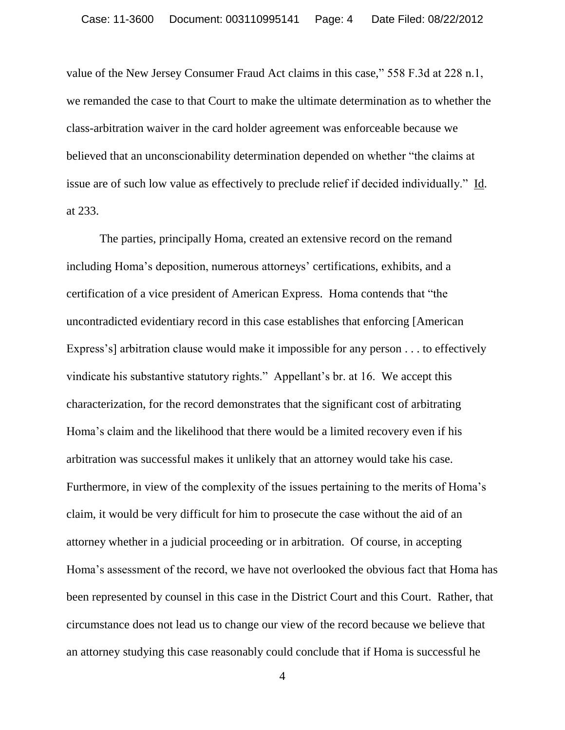value of the New Jersey Consumer Fraud Act claims in this case," 558 F.3d at 228 n.1, we remanded the case to that Court to make the ultimate determination as to whether the class-arbitration waiver in the card holder agreement was enforceable because we believed that an unconscionability determination depended on whether "the claims at issue are of such low value as effectively to preclude relief if decided individually." Id. at 233.

The parties, principally Homa, created an extensive record on the remand including Homa's deposition, numerous attorneys' certifications, exhibits, and a certification of a vice president of American Express. Homa contends that "the uncontradicted evidentiary record in this case establishes that enforcing [American Express's] arbitration clause would make it impossible for any person . . . to effectively vindicate his substantive statutory rights." Appellant's br. at 16. We accept this characterization, for the record demonstrates that the significant cost of arbitrating Homa's claim and the likelihood that there would be a limited recovery even if his arbitration was successful makes it unlikely that an attorney would take his case. Furthermore, in view of the complexity of the issues pertaining to the merits of Homa's claim, it would be very difficult for him to prosecute the case without the aid of an attorney whether in a judicial proceeding or in arbitration. Of course, in accepting Homa's assessment of the record, we have not overlooked the obvious fact that Homa has been represented by counsel in this case in the District Court and this Court. Rather, that circumstance does not lead us to change our view of the record because we believe that an attorney studying this case reasonably could conclude that if Homa is successful he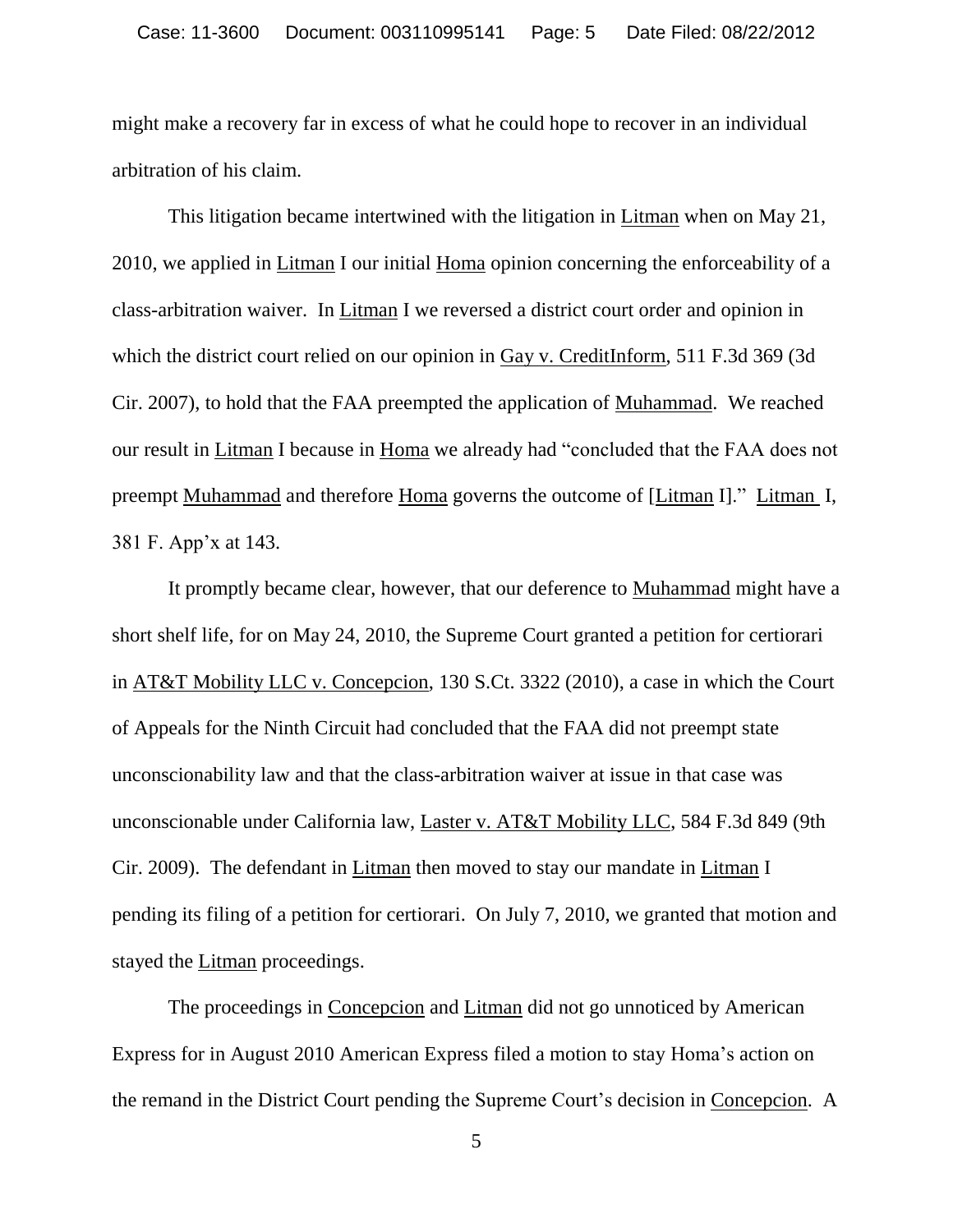might make a recovery far in excess of what he could hope to recover in an individual arbitration of his claim.

This litigation became intertwined with the litigation in Litman when on May 21, 2010, we applied in Litman I our initial Homa opinion concerning the enforceability of a class-arbitration waiver. In Litman I we reversed a district court order and opinion in which the district court relied on our opinion in Gay v. CreditInform, 511 F.3d 369 (3d Cir. 2007), to hold that the FAA preempted the application of Muhammad. We reached our result in Litman I because in Homa we already had "concluded that the FAA does not preempt Muhammad and therefore Homa governs the outcome of [Litman I]." Litman I, 381 F. App'x at 143.

It promptly became clear, however, that our deference to Muhammad might have a short shelf life, for on May 24, 2010, the Supreme Court granted a petition for certiorari in AT&T Mobility LLC v. Concepcion, 130 S.Ct. 3322 (2010), a case in which the Court of Appeals for the Ninth Circuit had concluded that the FAA did not preempt state unconscionability law and that the class-arbitration waiver at issue in that case was unconscionable under California law, Laster v. AT&T Mobility LLC, 584 F.3d 849 (9th Cir. 2009). The defendant in Litman then moved to stay our mandate in Litman I pending its filing of a petition for certiorari. On July 7, 2010, we granted that motion and stayed the Litman proceedings.

The proceedings in Concepcion and Litman did not go unnoticed by American Express for in August 2010 American Express filed a motion to stay Homa's action on the remand in the District Court pending the Supreme Court's decision in Concepcion. A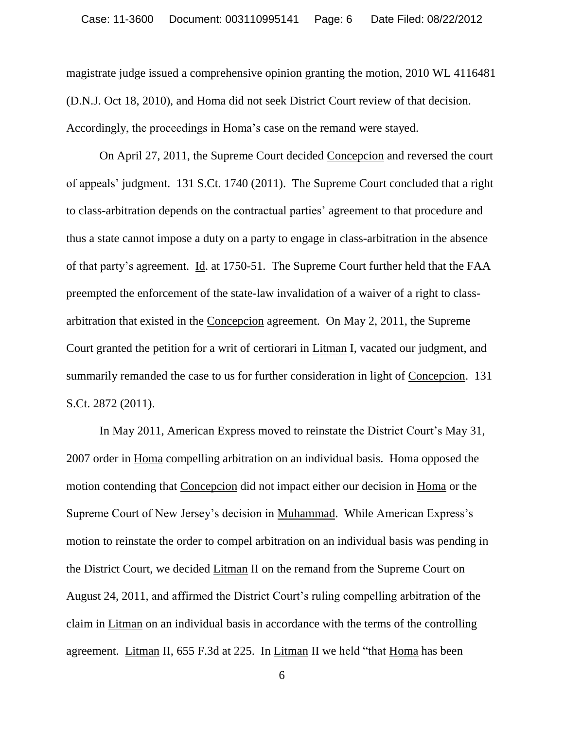magistrate judge issued a comprehensive opinion granting the motion, 2010 WL 4116481 (D.N.J. Oct 18, 2010), and Homa did not seek District Court review of that decision. Accordingly, the proceedings in Homa's case on the remand were stayed.

On April 27, 2011, the Supreme Court decided Concepcion and reversed the court of appeals' judgment. 131 S.Ct. 1740 (2011). The Supreme Court concluded that a right to class-arbitration depends on the contractual parties' agreement to that procedure and thus a state cannot impose a duty on a party to engage in class-arbitration in the absence of that party's agreement. Id. at 1750-51. The Supreme Court further held that the FAA preempted the enforcement of the state-law invalidation of a waiver of a right to class-arbitration that existed in the Concepcion agreement. On May 2, 2011, the Supreme Court granted the petition for a writ of certiorari in Litman I, vacated our judgment, and summarily remanded the case to us for further consideration in light of Concepcion. 131 S.Ct. 2872 (2011).

In May 2011, American Express moved to reinstate the District Court's May 31, 2007 order in Homa compelling arbitration on an individual basis. Homa opposed the motion contending that Concepcion did not impact either our decision in Homa or the Supreme Court of New Jersey's decision in Muhammad. While American Express's motion to reinstate the order to compel arbitration on an individual basis was pending in the District Court, we decided Litman II on the remand from the Supreme Court on August 24, 2011, and affirmed the District Court's ruling compelling arbitration of the claim in Litman on an individual basis in accordance with the terms of the controlling agreement. Litman II, 655 F.3d at 225. In Litman II we held "that Homa has been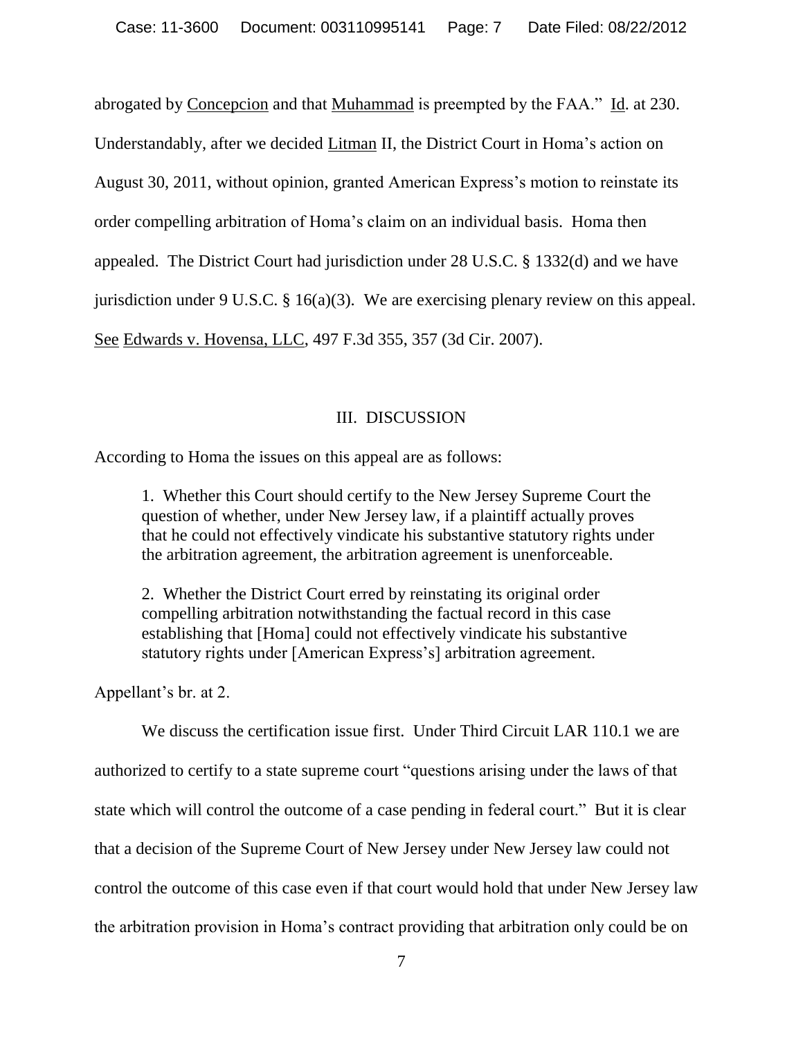abrogated by Concepcion and that Muhammad is preempted by the FAA." Id. at 230. Understandably, after we decided Litman II, the District Court in Homa's action on August 30, 2011, without opinion, granted American Express's motion to reinstate its order compelling arbitration of Homa's claim on an individual basis. Homa then appealed. The District Court had jurisdiction under 28 U.S.C. § 1332(d) and we have jurisdiction under 9 U.S.C. § 16(a)(3). We are exercising plenary review on this appeal. See Edwards v. Hovensa, LLC, 497 F.3d 355, 357 (3d Cir. 2007).

## III. DISCUSSION

According to Homa the issues on this appeal are as follows:

> 1. Whether this Court should certify to the New Jersey Supreme Court the question of whether, under New Jersey law, if a plaintiff actually proves that he could not effectively vindicate his substantive statutory rights under the arbitration agreement, the arbitration agreement is unenforceable.
>
> 2. Whether the District Court erred by reinstating its original order compelling arbitration notwithstanding the factual record in this case establishing that [Homa] could not effectively vindicate his substantive statutory rights under [American Express's] arbitration agreement.

Appellant's br. at 2.

We discuss the certification issue first. Under Third Circuit LAR 110.1 we are authorized to certify to a state supreme court "questions arising under the laws of that state which will control the outcome of a case pending in federal court." But it is clear that a decision of the Supreme Court of New Jersey under New Jersey law could not control the outcome of this case even if that court would hold that under New Jersey law the arbitration provision in Homa's contract providing that arbitration only could be on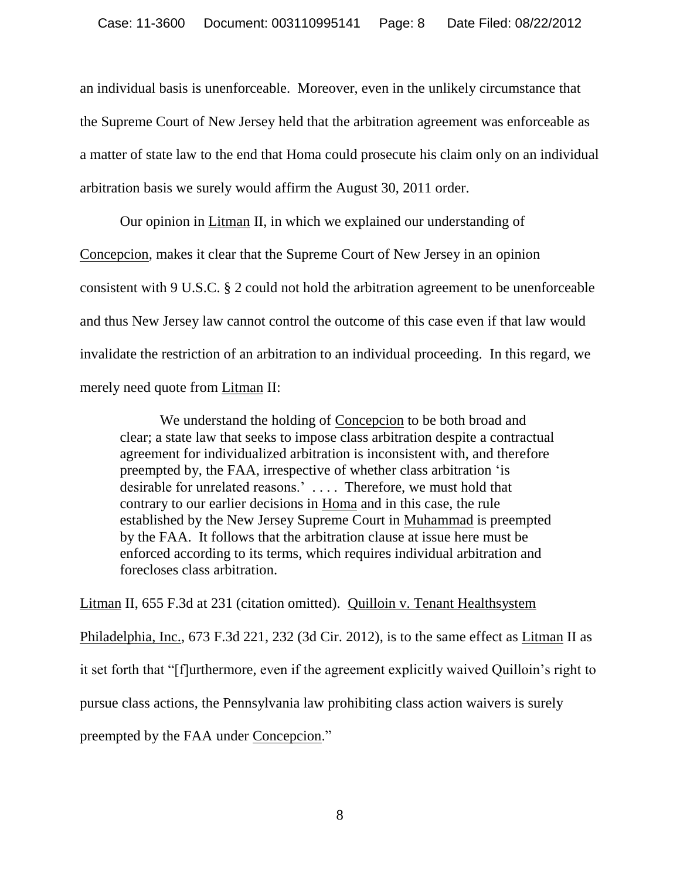an individual basis is unenforceable. Moreover, even in the unlikely circumstance that the Supreme Court of New Jersey held that the arbitration agreement was enforceable as a matter of state law to the end that Homa could prosecute his claim only on an individual arbitration basis we surely would affirm the August 30, 2011 order.

Our opinion in Litman II, in which we explained our understanding of Concepcion, makes it clear that the Supreme Court of New Jersey in an opinion consistent with 9 U.S.C. § 2 could not hold the arbitration agreement to be unenforceable and thus New Jersey law cannot control the outcome of this case even if that law would invalidate the restriction of an arbitration to an individual proceeding. In this regard, we merely need quote from Litman II:

> We understand the holding of Concepcion to be both broad and clear; a state law that seeks to impose class arbitration despite a contractual agreement for individualized arbitration is inconsistent with, and therefore preempted by, the FAA, irrespective of whether class arbitration 'is desirable for unrelated reasons.' . . . . Therefore, we must hold that contrary to our earlier decisions in Homa and in this case, the rule established by the New Jersey Supreme Court in Muhammad is preempted by the FAA. It follows that the arbitration clause at issue here must be enforced according to its terms, which requires individual arbitration and forecloses class arbitration.

Litman II, 655 F.3d at 231 (citation omitted). Quilloin v. Tenant Healthsystem Philadelphia, Inc., 673 F.3d 221, 232 (3d Cir. 2012), is to the same effect as Litman II as it set forth that "[f]urthermore, even if the agreement explicitly waived Quilloin's right to pursue class actions, the Pennsylvania law prohibiting class action waivers is surely preempted by the FAA under Concepcion."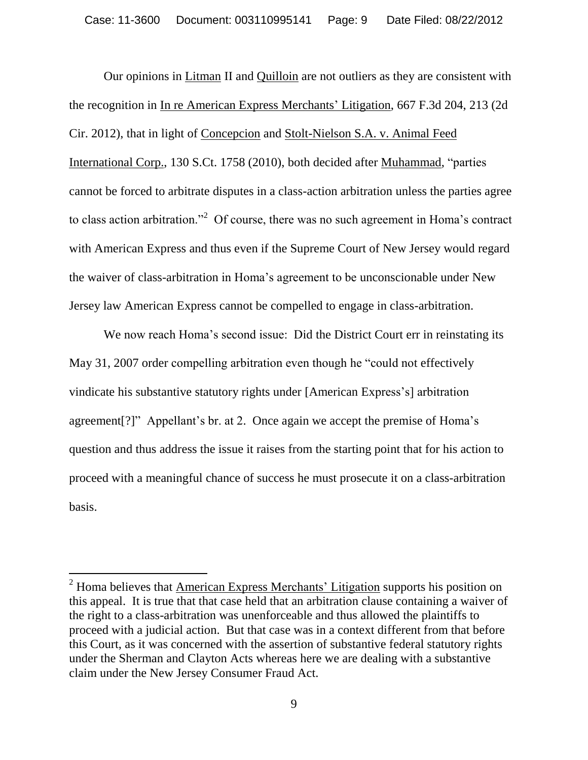Our opinions in Litman II and Quilloin are not outliers as they are consistent with the recognition in In re American Express Merchants' Litigation, 667 F.3d 204, 213 (2d Cir. 2012), that in light of Concepcion and Stolt-Nielson S.A. v. Animal Feed International Corp., 130 S.Ct. 1758 (2010), both decided after Muhammad, "parties cannot be forced to arbitrate disputes in a class-action arbitration unless the parties agree to class action arbitration."[2] Of course, there was no such agreement in Homa's contract with American Express and thus even if the Supreme Court of New Jersey would regard the waiver of class-arbitration in Homa's agreement to be unconscionable under New Jersey law American Express cannot be compelled to engage in class-arbitration.

We now reach Homa's second issue: Did the District Court err in reinstating its May 31, 2007 order compelling arbitration even though he "could not effectively vindicate his substantive statutory rights under [American Express's] arbitration agreement[?]" Appellant's br. at 2. Once again we accept the premise of Homa's question and thus address the issue it raises from the starting point that for his action to proceed with a meaningful chance of success he must prosecute it on a class-arbitration basis.

---

[2] Homa believes that American Express Merchants' Litigation supports his position on this appeal. It is true that that case held that an arbitration clause containing a waiver of the right to a class-arbitration was unenforceable and thus allowed the plaintiffs to proceed with a judicial action. But that case was in a context different from that before this Court, as it was concerned with the assertion of substantive federal statutory rights under the Sherman and Clayton Acts whereas here we are dealing with a substantive claim under the New Jersey Consumer Fraud Act.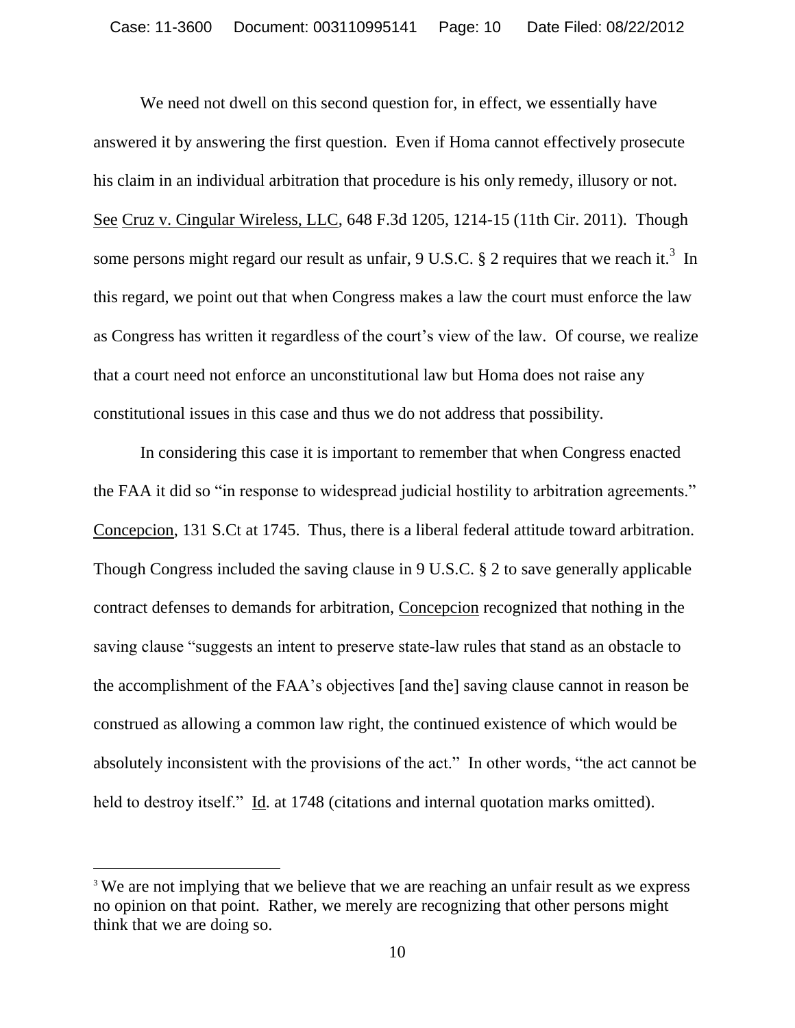We need not dwell on this second question for, in effect, we essentially have answered it by answering the first question. Even if Homa cannot effectively prosecute his claim in an individual arbitration that procedure is his only remedy, illusory or not. See Cruz v. Cingular Wireless, LLC, 648 F.3d 1205, 1214-15 (11th Cir. 2011). Though some persons might regard our result as unfair, 9 U.S.C. § 2 requires that we reach it.[3] In this regard, we point out that when Congress makes a law the court must enforce the law as Congress has written it regardless of the court's view of the law. Of course, we realize that a court need not enforce an unconstitutional law but Homa does not raise any constitutional issues in this case and thus we do not address that possibility.

In considering this case it is important to remember that when Congress enacted the FAA it did so "in response to widespread judicial hostility to arbitration agreements." Concepcion, 131 S.Ct at 1745. Thus, there is a liberal federal attitude toward arbitration. Though Congress included the saving clause in 9 U.S.C. § 2 to save generally applicable contract defenses to demands for arbitration, Concepcion recognized that nothing in the saving clause "suggests an intent to preserve state-law rules that stand as an obstacle to the accomplishment of the FAA's objectives [and the] saving clause cannot in reason be construed as allowing a common law right, the continued existence of which would be absolutely inconsistent with the provisions of the act." In other words, "the act cannot be held to destroy itself." Id. at 1748 (citations and internal quotation marks omitted).

---

[3] We are not implying that we believe that we are reaching an unfair result as we express no opinion on that point. Rather, we merely are recognizing that other persons might think that we are doing so.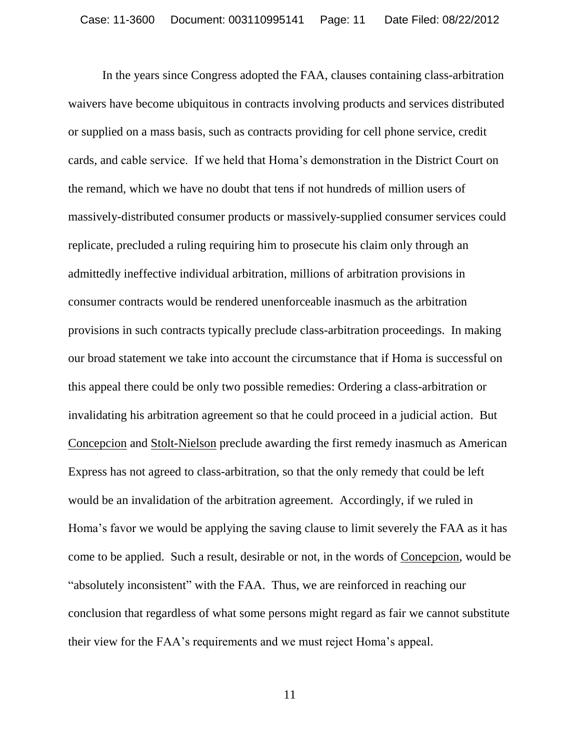In the years since Congress adopted the FAA, clauses containing class-arbitration waivers have become ubiquitous in contracts involving products and services distributed or supplied on a mass basis, such as contracts providing for cell phone service, credit cards, and cable service. If we held that Homa's demonstration in the District Court on the remand, which we have no doubt that tens if not hundreds of million users of massively-distributed consumer products or massively-supplied consumer services could replicate, precluded a ruling requiring him to prosecute his claim only through an admittedly ineffective individual arbitration, millions of arbitration provisions in consumer contracts would be rendered unenforceable inasmuch as the arbitration provisions in such contracts typically preclude class-arbitration proceedings. In making our broad statement we take into account the circumstance that if Homa is successful on this appeal there could be only two possible remedies: Ordering a class-arbitration or invalidating his arbitration agreement so that he could proceed in a judicial action. But Concepcion and Stolt-Nielson preclude awarding the first remedy inasmuch as American Express has not agreed to class-arbitration, so that the only remedy that could be left would be an invalidation of the arbitration agreement. Accordingly, if we ruled in Homa's favor we would be applying the saving clause to limit severely the FAA as it has come to be applied. Such a result, desirable or not, in the words of Concepcion, would be "absolutely inconsistent" with the FAA. Thus, we are reinforced in reaching our conclusion that regardless of what some persons might regard as fair we cannot substitute their view for the FAA's requirements and we must reject Homa's appeal.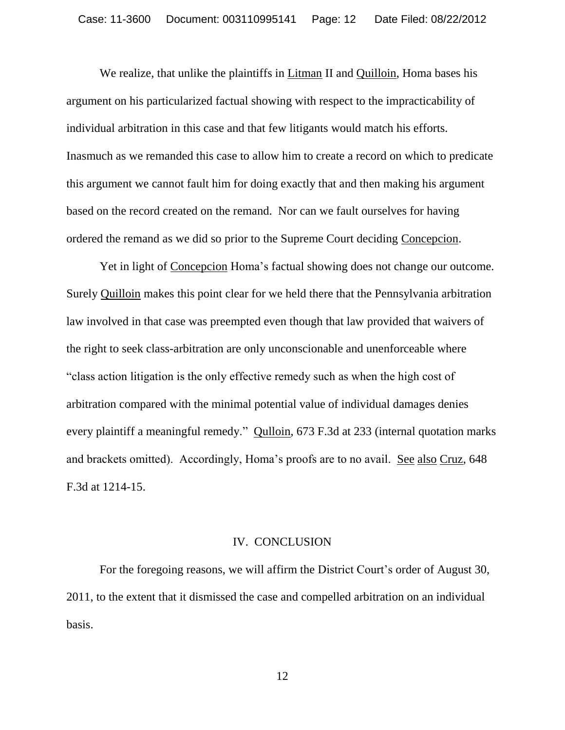We realize, that unlike the plaintiffs in Litman II and Quilloin, Homa bases his argument on his particularized factual showing with respect to the impracticability of individual arbitration in this case and that few litigants would match his efforts. Inasmuch as we remanded this case to allow him to create a record on which to predicate this argument we cannot fault him for doing exactly that and then making his argument based on the record created on the remand. Nor can we fault ourselves for having ordered the remand as we did so prior to the Supreme Court deciding Concepcion.

Yet in light of Concepcion Homa's factual showing does not change our outcome. Surely Quilloin makes this point clear for we held there that the Pennsylvania arbitration law involved in that case was preempted even though that law provided that waivers of the right to seek class-arbitration are only unconscionable and unenforceable where "class action litigation is the only effective remedy such as when the high cost of arbitration compared with the minimal potential value of individual damages denies every plaintiff a meaningful remedy." Qulloin, 673 F.3d at 233 (internal quotation marks and brackets omitted). Accordingly, Homa's proofs are to no avail. See also Cruz, 648 F.3d at 1214-15.

## IV. CONCLUSION

For the foregoing reasons, we will affirm the District Court's order of August 30, 2011, to the extent that it dismissed the case and compelled arbitration on an individual basis.